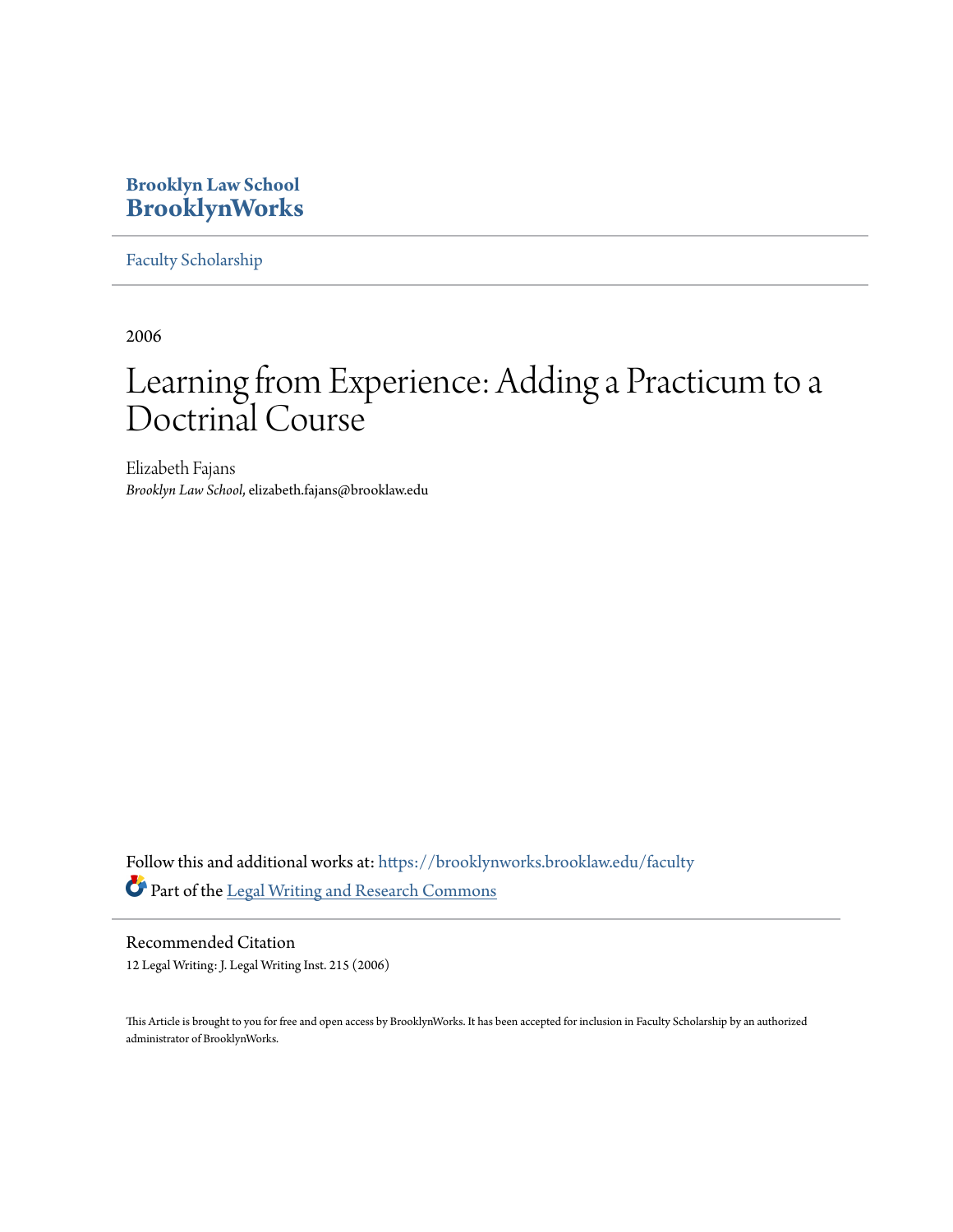**Brooklyn Law School**
**BrooklynWorks**

Faculty Scholarship

2006

# Learning from Experience: Adding a Practicum to a Doctrinal Course

Elizabeth Fajans
*Brooklyn Law School*, elizabeth.fajans@brooklaw.edu

Follow this and additional works at: https://brooklynworks.brooklaw.edu/faculty

Part of the Legal Writing and Research Commons

## Recommended Citation

12 Legal Writing: J. Legal Writing Inst. 215 (2006)

This Article is brought to you for free and open access by BrooklynWorks. It has been accepted for inclusion in Faculty Scholarship by an authorized administrator of BrooklynWorks.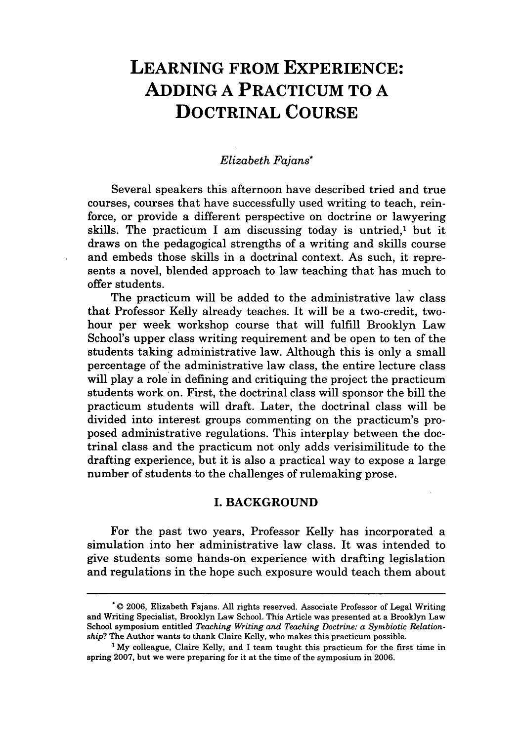# LEARNING FROM EXPERIENCE: ADDING A PRACTICUM TO A DOCTRINAL COURSE

*Elizabeth Fajans**

Several speakers this afternoon have described tried and true courses, courses that have successfully used writing to teach, reinforce, or provide a different perspective on doctrine or lawyering skills. The practicum I am discussing today is untried,[1] but it draws on the pedagogical strengths of a writing and skills course and embeds those skills in a doctrinal context. As such, it represents a novel, blended approach to law teaching that has much to offer students.

The practicum will be added to the administrative law class that Professor Kelly already teaches. It will be a two-credit, two-hour per week workshop course that will fulfill Brooklyn Law School's upper class writing requirement and be open to ten of the students taking administrative law. Although this is only a small percentage of the administrative law class, the entire lecture class will play a role in defining and critiquing the project the practicum students work on. First, the doctrinal class will sponsor the bill the practicum students will draft. Later, the doctrinal class will be divided into interest groups commenting on the practicum's proposed administrative regulations. This interplay between the doctrinal class and the practicum not only adds verisimilitude to the drafting experience, but it is also a practical way to expose a large number of students to the challenges of rulemaking prose.

## I. BACKGROUND

For the past two years, Professor Kelly has incorporated a simulation into her administrative law class. It was intended to give students some hands-on experience with drafting legislation and regulations in the hope such exposure would teach them about

---

\* © 2006, Elizabeth Fajans. All rights reserved. Associate Professor of Legal Writing and Writing Specialist, Brooklyn Law School. This Article was presented at a Brooklyn Law School symposium entitled *Teaching Writing and Teaching Doctrine: a Symbiotic Relationship?* The Author wants to thank Claire Kelly, who makes this practicum possible.

[1] My colleague, Claire Kelly, and I team taught this practicum for the first time in spring 2007, but we were preparing for it at the time of the symposium in 2006.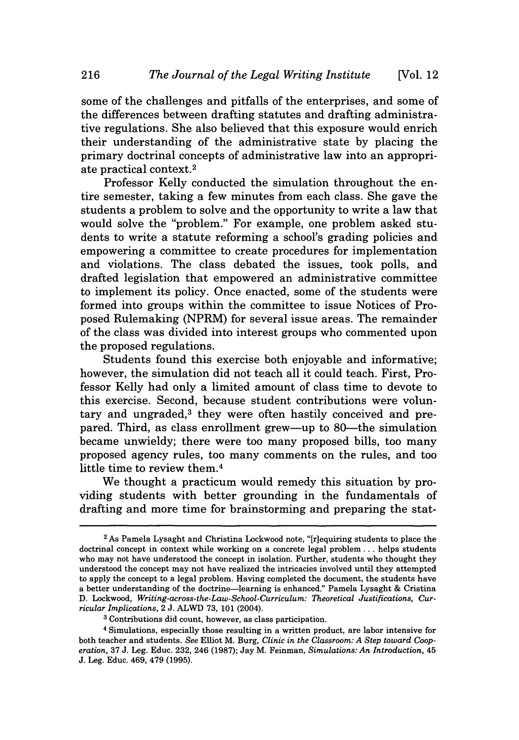some of the challenges and pitfalls of the enterprises, and some of the differences between drafting statutes and drafting administrative regulations. She also believed that this exposure would enrich their understanding of the administrative state by placing the primary doctrinal concepts of administrative law into an appropriate practical context.[2]

Professor Kelly conducted the simulation throughout the entire semester, taking a few minutes from each class. She gave the students a problem to solve and the opportunity to write a law that would solve the "problem." For example, one problem asked students to write a statute reforming a school's grading policies and empowering a committee to create procedures for implementation and violations. The class debated the issues, took polls, and drafted legislation that empowered an administrative committee to implement its policy. Once enacted, some of the students were formed into groups within the committee to issue Notices of Proposed Rulemaking (NPRM) for several issue areas. The remainder of the class was divided into interest groups who commented upon the proposed regulations.

Students found this exercise both enjoyable and informative; however, the simulation did not teach all it could teach. First, Professor Kelly had only a limited amount of class time to devote to this exercise. Second, because student contributions were voluntary and ungraded,[3] they were often hastily conceived and prepared. Third, as class enrollment grew—up to 80—the simulation became unwieldy; there were too many proposed bills, too many proposed agency rules, too many comments on the rules, and too little time to review them.[4]

We thought a practicum would remedy this situation by providing students with better grounding in the fundamentals of drafting and more time for brainstorming and preparing the stat-

---

[2] As Pamela Lysaght and Christina Lockwood note, "[r]equiring students to place the doctrinal concept in context while working on a concrete legal problem . . . helps students who may not have understood the concept in isolation. Further, students who thought they understood the concept may not have realized the intricacies involved until they attempted to apply the concept to a legal problem. Having completed the document, the students have a better understanding of the doctrine—learning is enhanced." Pamela Lysaght & Cristina D. Lockwood, *Writing-across-the-Law-School-Curriculum: Theoretical Justifications, Curricular Implications*, 2 J. ALWD 73, 101 (2004).

[3] Contributions did count, however, as class participation.

[4] Simulations, especially those resulting in a written product, are labor intensive for both teacher and students. *See* Elliot M. Burg, *Clinic in the Classroom: A Step toward Cooperation*, 37 J. Leg. Educ. 232, 246 (1987); Jay M. Feinman, *Simulations: An Introduction*, 45 J. Leg. Educ. 469, 479 (1995).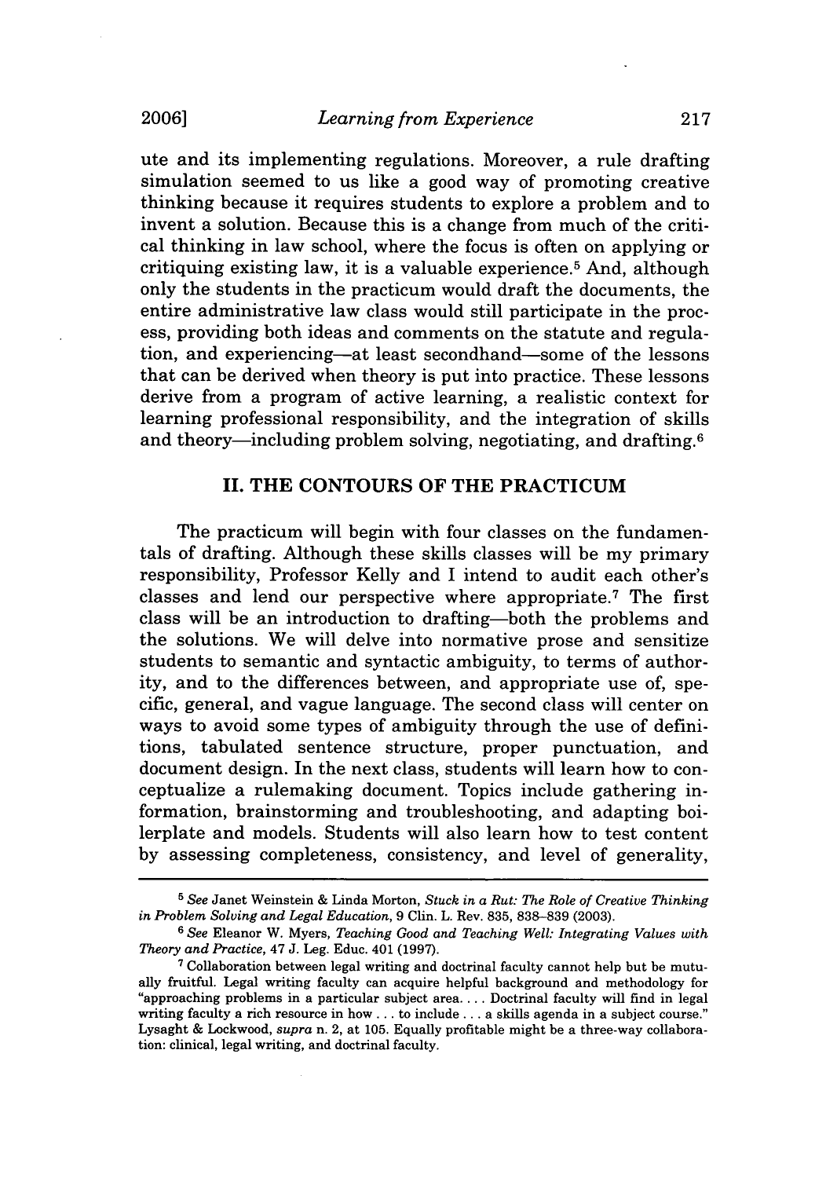ute and its implementing regulations. Moreover, a rule drafting simulation seemed to us like a good way of promoting creative thinking because it requires students to explore a problem and to invent a solution. Because this is a change from much of the critical thinking in law school, where the focus is often on applying or critiquing existing law, it is a valuable experience.[5] And, although only the students in the practicum would draft the documents, the entire administrative law class would still participate in the process, providing both ideas and comments on the statute and regulation, and experiencing—at least secondhand—some of the lessons that can be derived when theory is put into practice. These lessons derive from a program of active learning, a realistic context for learning professional responsibility, and the integration of skills and theory—including problem solving, negotiating, and drafting.[6]

## II. THE CONTOURS OF THE PRACTICUM

The practicum will begin with four classes on the fundamentals of drafting. Although these skills classes will be my primary responsibility, Professor Kelly and I intend to audit each other's classes and lend our perspective where appropriate.[7] The first class will be an introduction to drafting—both the problems and the solutions. We will delve into normative prose and sensitize students to semantic and syntactic ambiguity, to terms of authority, and to the differences between, and appropriate use of, specific, general, and vague language. The second class will center on ways to avoid some types of ambiguity through the use of definitions, tabulated sentence structure, proper punctuation, and document design. In the next class, students will learn how to conceptualize a rulemaking document. Topics include gathering information, brainstorming and troubleshooting, and adapting boilerplate and models. Students will also learn how to test content by assessing completeness, consistency, and level of generality,

---

[5] *See* Janet Weinstein & Linda Morton, *Stuck in a Rut: The Role of Creative Thinking in Problem Solving and Legal Education*, 9 Clin. L. Rev. 835, 838–839 (2003).

[6] *See* Eleanor W. Myers, *Teaching Good and Teaching Well: Integrating Values with Theory and Practice*, 47 J. Leg. Educ. 401 (1997).

[7] Collaboration between legal writing and doctrinal faculty cannot help but be mutually fruitful. Legal writing faculty can acquire helpful background and methodology for "approaching problems in a particular subject area. . . . Doctrinal faculty will find in legal writing faculty a rich resource in how . . . to include . . . a skills agenda in a subject course." Lysaght & Lockwood, *supra* n. 2, at 105. Equally profitable might be a three-way collaboration: clinical, legal writing, and doctrinal faculty.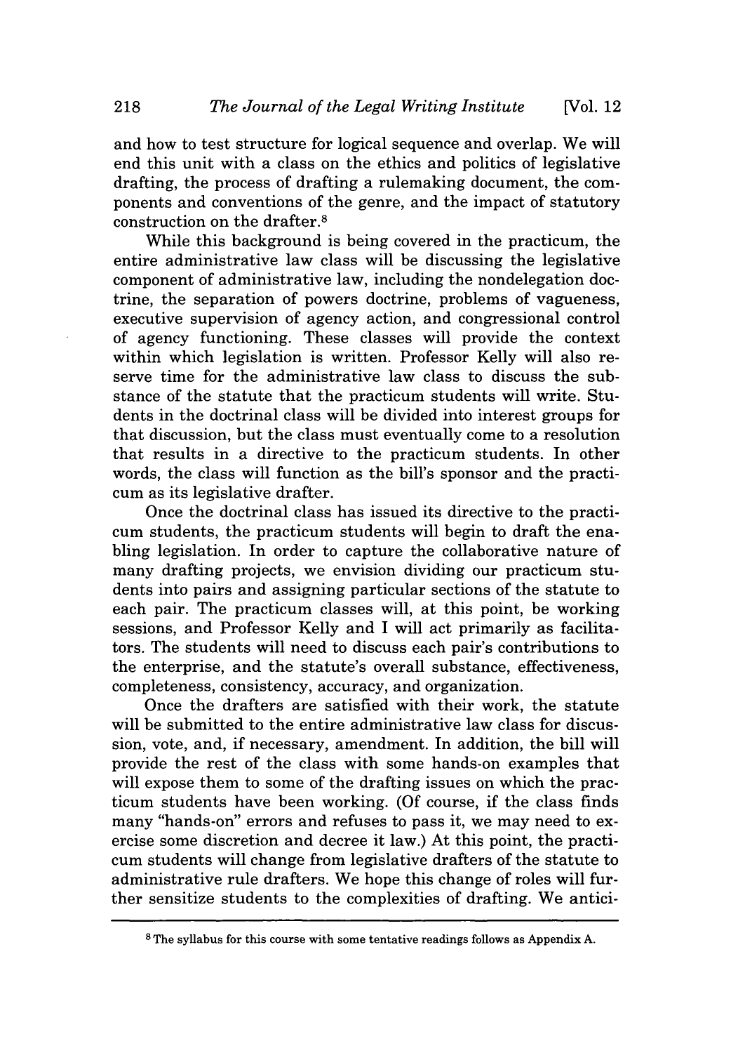and how to test structure for logical sequence and overlap. We will end this unit with a class on the ethics and politics of legislative drafting, the process of drafting a rulemaking document, the components and conventions of the genre, and the impact of statutory construction on the drafter.[8]

While this background is being covered in the practicum, the entire administrative law class will be discussing the legislative component of administrative law, including the nondelegation doctrine, the separation of powers doctrine, problems of vagueness, executive supervision of agency action, and congressional control of agency functioning. These classes will provide the context within which legislation is written. Professor Kelly will also reserve time for the administrative law class to discuss the substance of the statute that the practicum students will write. Students in the doctrinal class will be divided into interest groups for that discussion, but the class must eventually come to a resolution that results in a directive to the practicum students. In other words, the class will function as the bill's sponsor and the practicum as its legislative drafter.

Once the doctrinal class has issued its directive to the practicum students, the practicum students will begin to draft the enabling legislation. In order to capture the collaborative nature of many drafting projects, we envision dividing our practicum students into pairs and assigning particular sections of the statute to each pair. The practicum classes will, at this point, be working sessions, and Professor Kelly and I will act primarily as facilitators. The students will need to discuss each pair's contributions to the enterprise, and the statute's overall substance, effectiveness, completeness, consistency, accuracy, and organization.

Once the drafters are satisfied with their work, the statute will be submitted to the entire administrative law class for discussion, vote, and, if necessary, amendment. In addition, the bill will provide the rest of the class with some hands-on examples that will expose them to some of the drafting issues on which the practicum students have been working. (Of course, if the class finds many "hands-on" errors and refuses to pass it, we may need to exercise some discretion and decree it law.) At this point, the practicum students will change from legislative drafters of the statute to administrative rule drafters. We hope this change of roles will further sensitize students to the complexities of drafting. We antici-

---

[8] The syllabus for this course with some tentative readings follows as Appendix A.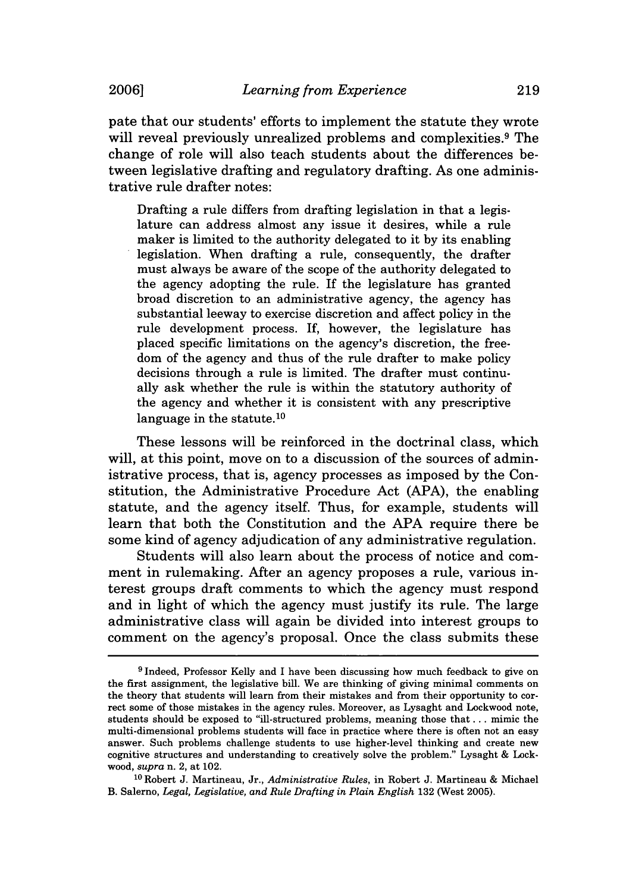pate that our students' efforts to implement the statute they wrote will reveal previously unrealized problems and complexities.[9] The change of role will also teach students about the differences between legislative drafting and regulatory drafting. As one administrative rule drafter notes:

> Drafting a rule differs from drafting legislation in that a legislature can address almost any issue it desires, while a rule maker is limited to the authority delegated to it by its enabling legislation. When drafting a rule, consequently, the drafter must always be aware of the scope of the authority delegated to the agency adopting the rule. If the legislature has granted broad discretion to an administrative agency, the agency has substantial leeway to exercise discretion and affect policy in the rule development process. If, however, the legislature has placed specific limitations on the agency's discretion, the freedom of the agency and thus of the rule drafter to make policy decisions through a rule is limited. The drafter must continually ask whether the rule is within the statutory authority of the agency and whether it is consistent with any prescriptive language in the statute.[10]

These lessons will be reinforced in the doctrinal class, which will, at this point, move on to a discussion of the sources of administrative process, that is, agency processes as imposed by the Constitution, the Administrative Procedure Act (APA), the enabling statute, and the agency itself. Thus, for example, students will learn that both the Constitution and the APA require there be some kind of agency adjudication of any administrative regulation.

Students will also learn about the process of notice and comment in rulemaking. After an agency proposes a rule, various interest groups draft comments to which the agency must respond and in light of which the agency must justify its rule. The large administrative class will again be divided into interest groups to comment on the agency's proposal. Once the class submits these

---

[9] Indeed, Professor Kelly and I have been discussing how much feedback to give on the first assignment, the legislative bill. We are thinking of giving minimal comments on the theory that students will learn from their mistakes and from their opportunity to correct some of those mistakes in the agency rules. Moreover, as Lysaght and Lockwood note, students should be exposed to "ill-structured problems, meaning those that . . . mimic the multi-dimensional problems students will face in practice where there is often not an easy answer. Such problems challenge students to use higher-level thinking and create new cognitive structures and understanding to creatively solve the problem." Lysaght & Lockwood, *supra* n. 2, at 102.

[10] Robert J. Martineau, Jr., *Administrative Rules*, in Robert J. Martineau & Michael B. Salerno, *Legal, Legislative, and Rule Drafting in Plain English* 132 (West 2005).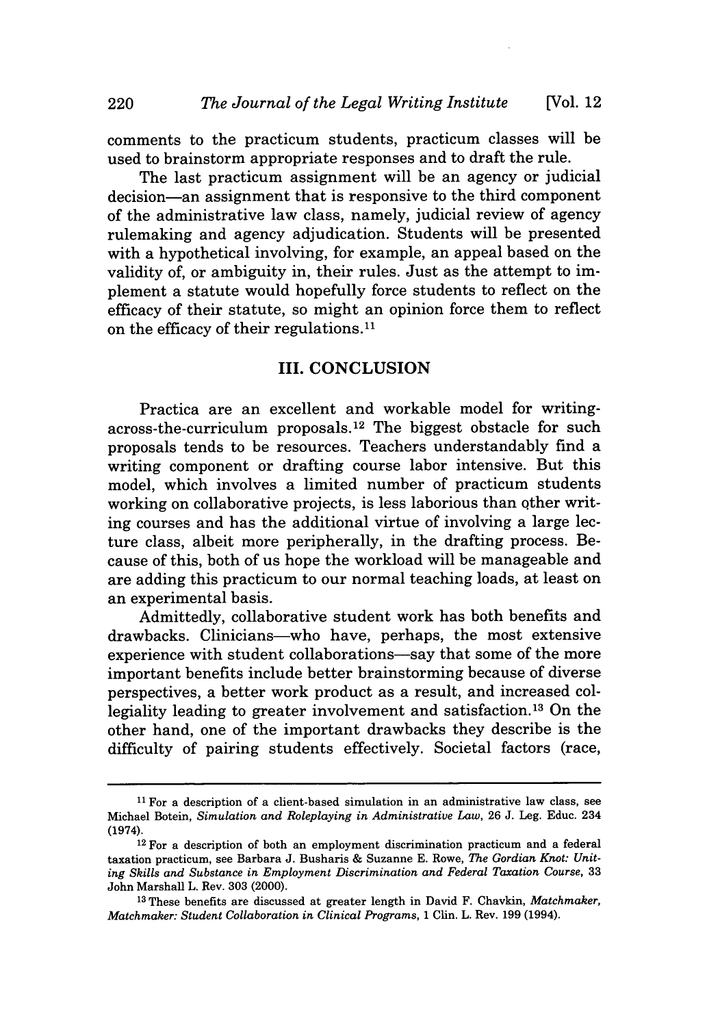comments to the practicum students, practicum classes will be used to brainstorm appropriate responses and to draft the rule.

The last practicum assignment will be an agency or judicial decision—an assignment that is responsive to the third component of the administrative law class, namely, judicial review of agency rulemaking and agency adjudication. Students will be presented with a hypothetical involving, for example, an appeal based on the validity of, or ambiguity in, their rules. Just as the attempt to implement a statute would hopefully force students to reflect on the efficacy of their statute, so might an opinion force them to reflect on the efficacy of their regulations.[11]

## III. CONCLUSION

Practica are an excellent and workable model for writing-across-the-curriculum proposals.[12] The biggest obstacle for such proposals tends to be resources. Teachers understandably find a writing component or drafting course labor intensive. But this model, which involves a limited number of practicum students working on collaborative projects, is less laborious than other writing courses and has the additional virtue of involving a large lecture class, albeit more peripherally, in the drafting process. Because of this, both of us hope the workload will be manageable and are adding this practicum to our normal teaching loads, at least on an experimental basis.

Admittedly, collaborative student work has both benefits and drawbacks. Clinicians—who have, perhaps, the most extensive experience with student collaborations—say that some of the more important benefits include better brainstorming because of diverse perspectives, a better work product as a result, and increased collegiality leading to greater involvement and satisfaction.[13] On the other hand, one of the important drawbacks they describe is the difficulty of pairing students effectively. Societal factors (race,

---

[11] For a description of a client-based simulation in an administrative law class, see Michael Botein, *Simulation and Roleplaying in Administrative Law*, 26 J. Leg. Educ. 234 (1974).

[12] For a description of both an employment discrimination practicum and a federal taxation practicum, see Barbara J. Busharis & Suzanne E. Rowe, *The Gordian Knot: Uniting Skills and Substance in Employment Discrimination and Federal Taxation Course*, 33 John Marshall L. Rev. 303 (2000).

[13] These benefits are discussed at greater length in David F. Chavkin, *Matchmaker, Matchmaker: Student Collaboration in Clinical Programs*, 1 Clin. L. Rev. 199 (1994).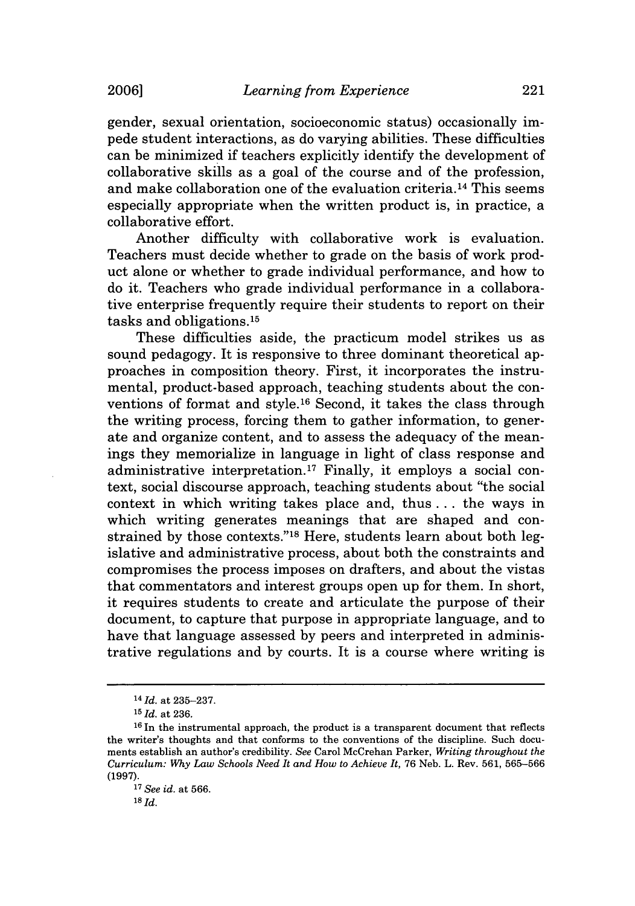gender, sexual orientation, socioeconomic status) occasionally impede student interactions, as do varying abilities. These difficulties can be minimized if teachers explicitly identify the development of collaborative skills as a goal of the course and of the profession, and make collaboration one of the evaluation criteria.[14] This seems especially appropriate when the written product is, in practice, a collaborative effort.

Another difficulty with collaborative work is evaluation. Teachers must decide whether to grade on the basis of work product alone or whether to grade individual performance, and how to do it. Teachers who grade individual performance in a collaborative enterprise frequently require their students to report on their tasks and obligations.[15]

These difficulties aside, the practicum model strikes us as sound pedagogy. It is responsive to three dominant theoretical approaches in composition theory. First, it incorporates the instrumental, product-based approach, teaching students about the conventions of format and style.[16] Second, it takes the class through the writing process, forcing them to gather information, to generate and organize content, and to assess the adequacy of the meanings they memorialize in language in light of class response and administrative interpretation.[17] Finally, it employs a social context, social discourse approach, teaching students about "the social context in which writing takes place and, thus . . . the ways in which writing generates meanings that are shaped and constrained by those contexts."[18] Here, students learn about both legislative and administrative process, about both the constraints and compromises the process imposes on drafters, and about the vistas that commentators and interest groups open up for them. In short, it requires students to create and articulate the purpose of their document, to capture that purpose in appropriate language, and to have that language assessed by peers and interpreted in administrative regulations and by courts. It is a course where writing is

---

[14] *Id.* at 235–237.

[15] *Id.* at 236.

[16] In the instrumental approach, the product is a transparent document that reflects the writer's thoughts and that conforms to the conventions of the discipline. Such documents establish an author's credibility. *See* Carol McCrehan Parker, *Writing throughout the Curriculum: Why Law Schools Need It and How to Achieve It*, 76 Neb. L. Rev. 561, 565–566 (1997).

[17] *See id.* at 566.

[18] *Id.*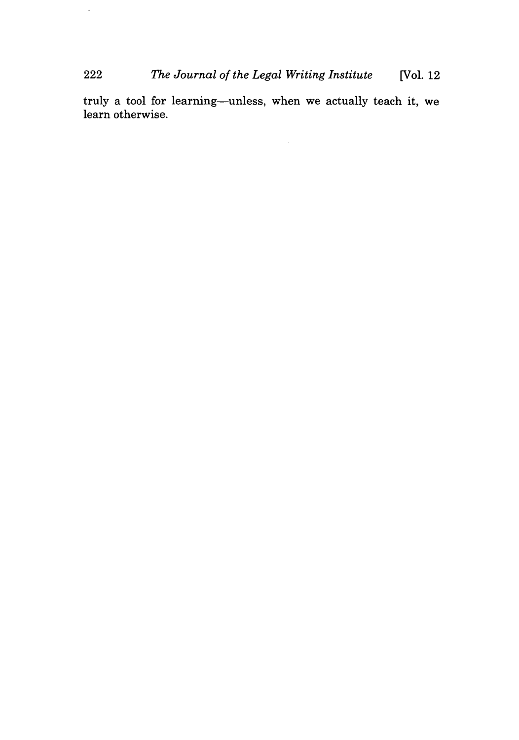truly a tool for learning—unless, when we actually teach it, we learn otherwise.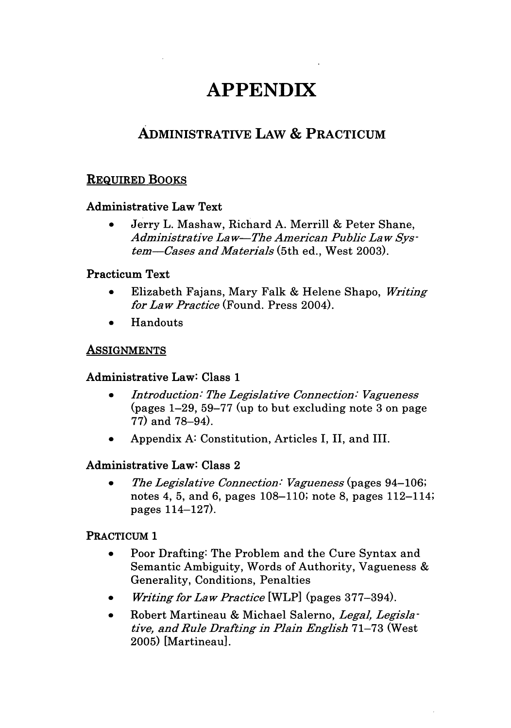# APPENDIX

## ADMINISTRATIVE LAW & PRACTICUM

### REQUIRED BOOKS

**Administrative Law Text**

- Jerry L. Mashaw, Richard A. Merrill & Peter Shane, *Administrative Law—The American Public Law System—Cases and Materials* (5th ed., West 2003).

**Practicum Text**

- Elizabeth Fajans, Mary Falk & Helene Shapo, *Writing for Law Practice* (Found. Press 2004).
- Handouts

### ASSIGNMENTS

**Administrative Law: Class 1**

- *Introduction: The Legislative Connection: Vagueness* (pages 1–29, 59–77 (up to but excluding note 3 on page 77) and 78–94).
- Appendix A: Constitution, Articles I, II, and III.

**Administrative Law: Class 2**

- *The Legislative Connection: Vagueness* (pages 94–106; notes 4, 5, and 6, pages 108–110; note 8, pages 112–114; pages 114–127).

**PRACTICUM 1**

- Poor Drafting: The Problem and the Cure Syntax and Semantic Ambiguity, Words of Authority, Vagueness & Generality, Conditions, Penalties
- *Writing for Law Practice* [WLP] (pages 377–394).
- Robert Martineau & Michael Salerno, *Legal, Legislative, and Rule Drafting in Plain English* 71–73 (West 2005) [Martineau].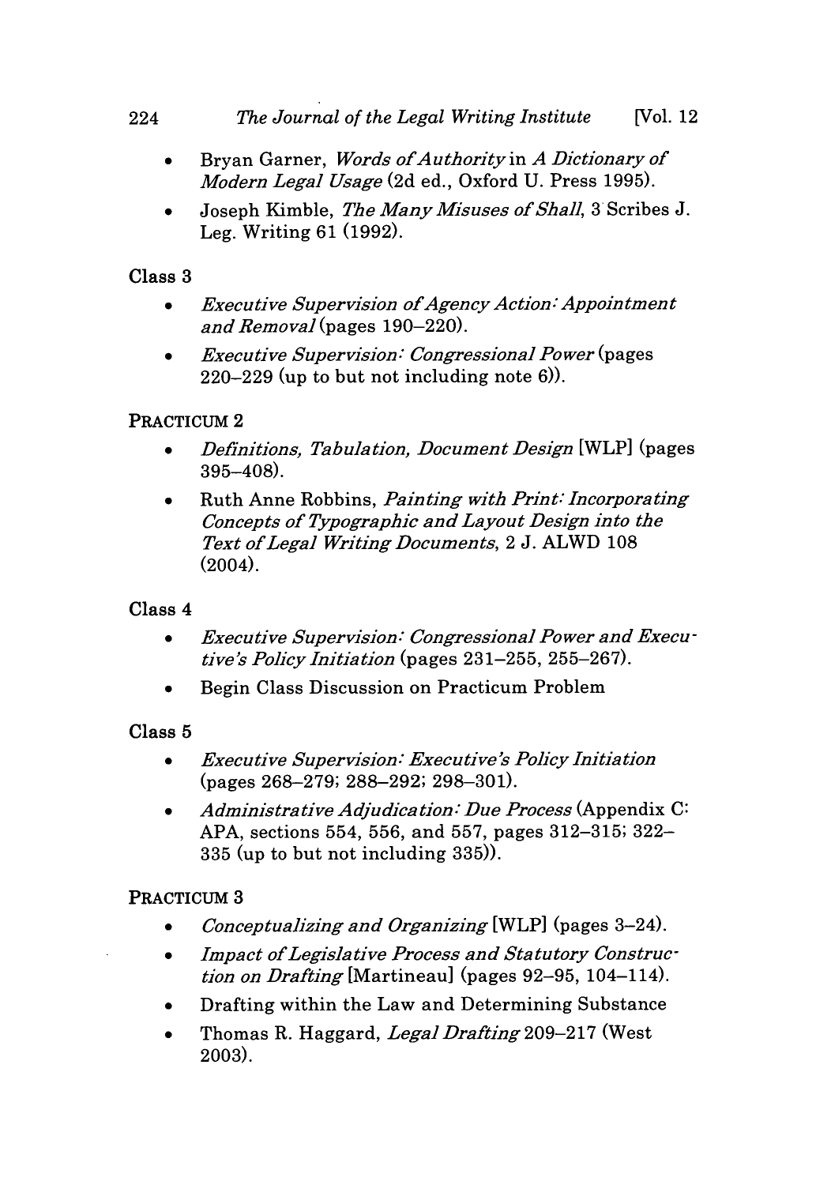- Bryan Garner, *Words of Authority* in *A Dictionary of Modern Legal Usage* (2d ed., Oxford U. Press 1995).
- Joseph Kimble, *The Many Misuses of Shall*, 3 Scribes J. Leg. Writing 61 (1992).

Class 3

- *Executive Supervision of Agency Action: Appointment and Removal* (pages 190–220).
- *Executive Supervision: Congressional Power* (pages 220–229 (up to but not including note 6)).

PRACTICUM 2

- *Definitions, Tabulation, Document Design* [WLP] (pages 395–408).
- Ruth Anne Robbins, *Painting with Print: Incorporating Concepts of Typographic and Layout Design into the Text of Legal Writing Documents*, 2 J. ALWD 108 (2004).

Class 4

- *Executive Supervision: Congressional Power and Executive's Policy Initiation* (pages 231–255, 255–267).
- Begin Class Discussion on Practicum Problem

Class 5

- *Executive Supervision: Executive's Policy Initiation* (pages 268–279; 288–292; 298–301).
- *Administrative Adjudication: Due Process* (Appendix C: APA, sections 554, 556, and 557, pages 312–315; 322–335 (up to but not including 335)).

PRACTICUM 3

- *Conceptualizing and Organizing* [WLP] (pages 3–24).
- *Impact of Legislative Process and Statutory Construction on Drafting* [Martineau] (pages 92–95, 104–114).
- Drafting within the Law and Determining Substance
- Thomas R. Haggard, *Legal Drafting* 209–217 (West 2003).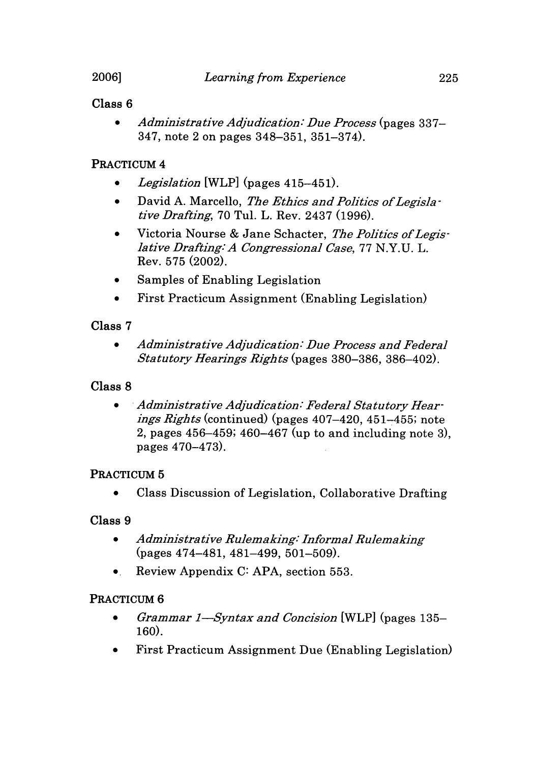Class 6

- *Administrative Adjudication: Due Process* (pages 337–347, note 2 on pages 348–351, 351–374).

PRACTICUM 4

- *Legislation* [WLP] (pages 415–451).
- David A. Marcello, *The Ethics and Politics of Legislative Drafting*, 70 Tul. L. Rev. 2437 (1996).
- Victoria Nourse & Jane Schacter, *The Politics of Legislative Drafting: A Congressional Case*, 77 N.Y.U. L. Rev. 575 (2002).
- Samples of Enabling Legislation
- First Practicum Assignment (Enabling Legislation)

Class 7

- *Administrative Adjudication: Due Process and Federal Statutory Hearings Rights* (pages 380–386, 386–402).

Class 8

- *Administrative Adjudication: Federal Statutory Hearings Rights* (continued) (pages 407–420, 451–455; note 2, pages 456–459; 460–467 (up to and including note 3), pages 470–473).

PRACTICUM 5

- Class Discussion of Legislation, Collaborative Drafting

Class 9

- *Administrative Rulemaking: Informal Rulemaking* (pages 474–481, 481–499, 501–509).
- Review Appendix C: APA, section 553.

PRACTICUM 6

- *Grammar 1—Syntax and Concision* [WLP] (pages 135–160).
- First Practicum Assignment Due (Enabling Legislation)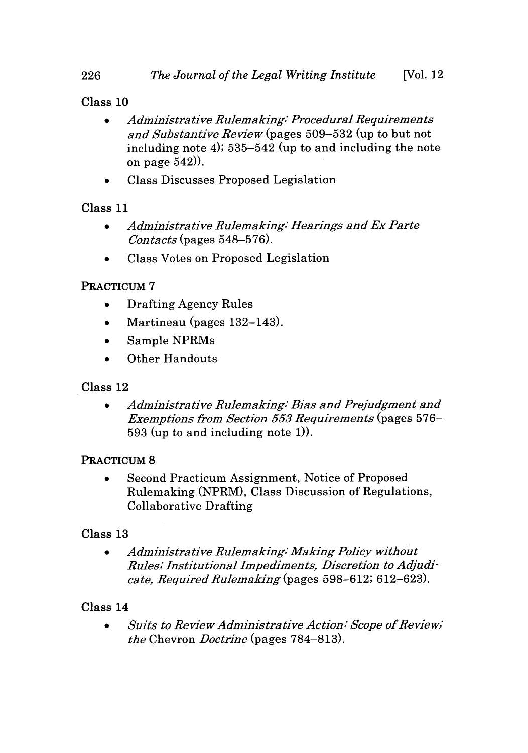Class 10

- *Administrative Rulemaking: Procedural Requirements and Substantive Review* (pages 509–532 (up to but not including note 4); 535–542 (up to and including the note on page 542)).
- Class Discusses Proposed Legislation

Class 11

- *Administrative Rulemaking: Hearings and Ex Parte Contacts* (pages 548–576).
- Class Votes on Proposed Legislation

PRACTICUM 7

- Drafting Agency Rules
- Martineau (pages 132–143).
- Sample NPRMs
- Other Handouts

Class 12

- *Administrative Rulemaking: Bias and Prejudgment and Exemptions from Section 553 Requirements* (pages 576–593 (up to and including note 1)).

PRACTICUM 8

- Second Practicum Assignment, Notice of Proposed Rulemaking (NPRM), Class Discussion of Regulations, Collaborative Drafting

Class 13

- *Administrative Rulemaking: Making Policy without Rules; Institutional Impediments, Discretion to Adjudicate, Required Rulemaking* (pages 598–612; 612–623).

Class 14

- *Suits to Review Administrative Action: Scope of Review; the* Chevron *Doctrine* (pages 784–813).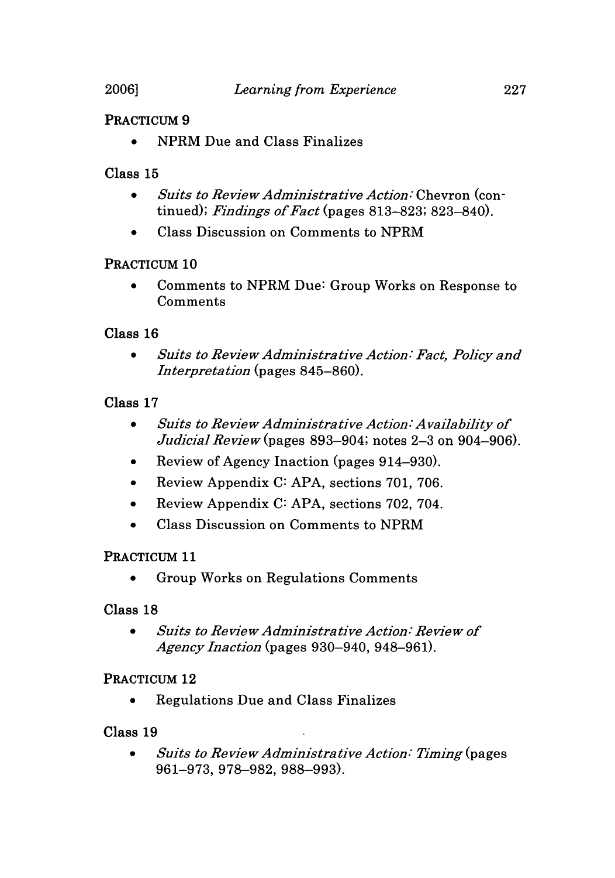**PRACTICUM 9**

- NPRM Due and Class Finalizes

**Class 15**

- *Suits to Review Administrative Action:* Chevron (continued); *Findings of Fact* (pages 813–823; 823–840).
- Class Discussion on Comments to NPRM

**PRACTICUM 10**

- Comments to NPRM Due: Group Works on Response to Comments

**Class 16**

- *Suits to Review Administrative Action: Fact, Policy and Interpretation* (pages 845–860).

**Class 17**

- *Suits to Review Administrative Action: Availability of Judicial Review* (pages 893–904; notes 2–3 on 904–906).
- Review of Agency Inaction (pages 914–930).
- Review Appendix C: APA, sections 701, 706.
- Review Appendix C: APA, sections 702, 704.
- Class Discussion on Comments to NPRM

**PRACTICUM 11**

- Group Works on Regulations Comments

**Class 18**

- *Suits to Review Administrative Action: Review of Agency Inaction* (pages 930–940, 948–961).

**PRACTICUM 12**

- Regulations Due and Class Finalizes

**Class 19**

- *Suits to Review Administrative Action: Timing* (pages 961–973, 978–982, 988–993).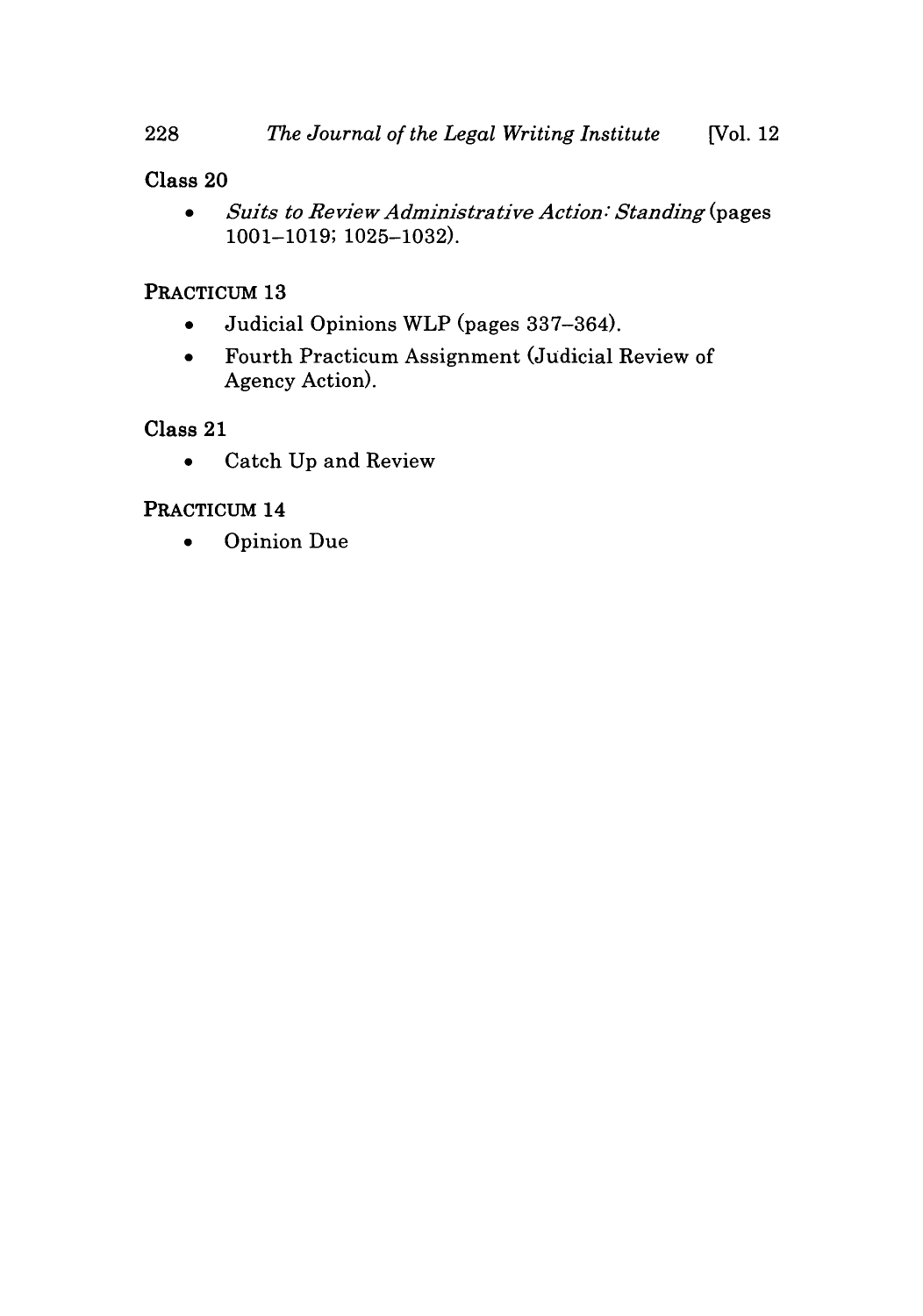**Class 20**

- *Suits to Review Administrative Action: Standing* (pages 1001–1019; 1025–1032).

**PRACTICUM 13**

- Judicial Opinions WLP (pages 337–364).
- Fourth Practicum Assignment (Judicial Review of Agency Action).

**Class 21**

- Catch Up and Review

**PRACTICUM 14**

- Opinion Due